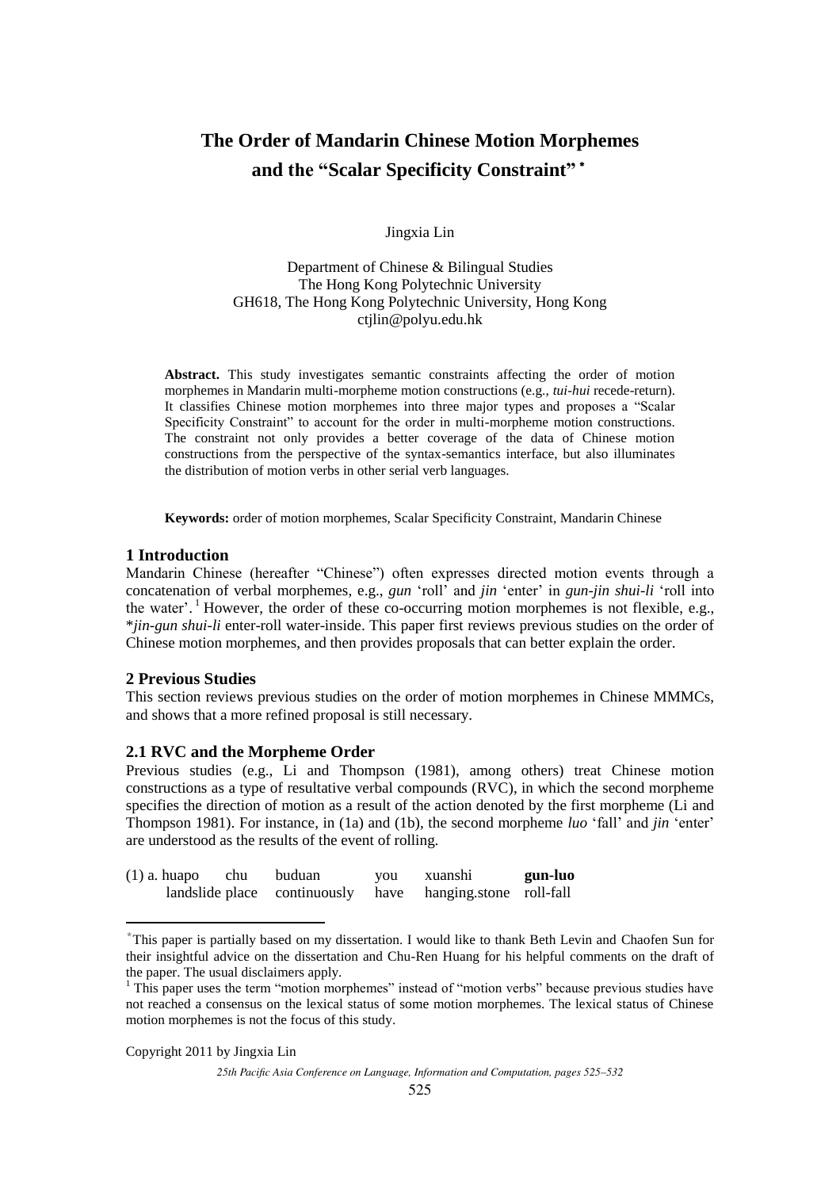# The Order of Mandarin Chinese Motion Morphemes and the "Scalar Specificity Constraint" *

Jingxia Lin

Department of Chinese & Bilingual Studies
The Hong Kong Polytechnic University
GH618, The Hong Kong Polytechnic University, Hong Kong
ctjlin@polyu.edu.hk

**Abstract.** This study investigates semantic constraints affecting the order of motion morphemes in Mandarin multi-morpheme motion constructions (e.g., *tui-hui* recede-return). It classifies Chinese motion morphemes into three major types and proposes a "Scalar Specificity Constraint" to account for the order in multi-morpheme motion constructions. The constraint not only provides a better coverage of the data of Chinese motion constructions from the perspective of the syntax-semantics interface, but also illuminates the distribution of motion verbs in other serial verb languages.

**Keywords:** order of motion morphemes, Scalar Specificity Constraint, Mandarin Chinese

## 1 Introduction

Mandarin Chinese (hereafter "Chinese") often expresses directed motion events through a concatenation of verbal morphemes, e.g., *gun* 'roll' and *jin* 'enter' in *gun-jin shui-li* 'roll into the water'.[1] However, the order of these co-occurring motion morphemes is not flexible, e.g., \**jin-gun shui-li* enter-roll water-inside. This paper first reviews previous studies on the order of Chinese motion morphemes, and then provides proposals that can better explain the order.

## 2 Previous Studies

This section reviews previous studies on the order of motion morphemes in Chinese MMMCs, and shows that a more refined proposal is still necessary.

### 2.1 RVC and the Morpheme Order

Previous studies (e.g., Li and Thompson (1981), among others) treat Chinese motion constructions as a type of resultative verbal compounds (RVC), in which the second morpheme specifies the direction of motion as a result of the action denoted by the first morpheme (Li and Thompson 1981). For instance, in (1a) and (1b), the second morpheme *luo* 'fall' and *jin* 'enter' are understood as the results of the event of rolling.

(1) a. huapo chu buduan you xuanshi **gun-luo**
   landslide place continuously have hanging.stone roll-fall

---

*This paper is partially based on my dissertation. I would like to thank Beth Levin and Chaofen Sun for their insightful advice on the dissertation and Chu-Ren Huang for his helpful comments on the draft of the paper. The usual disclaimers apply.

[1] This paper uses the term "motion morphemes" instead of "motion verbs" because previous studies have not reached a consensus on the lexical status of some motion morphemes. The lexical status of Chinese motion morphemes is not the focus of this study.

Copyright 2011 by Jingxia Lin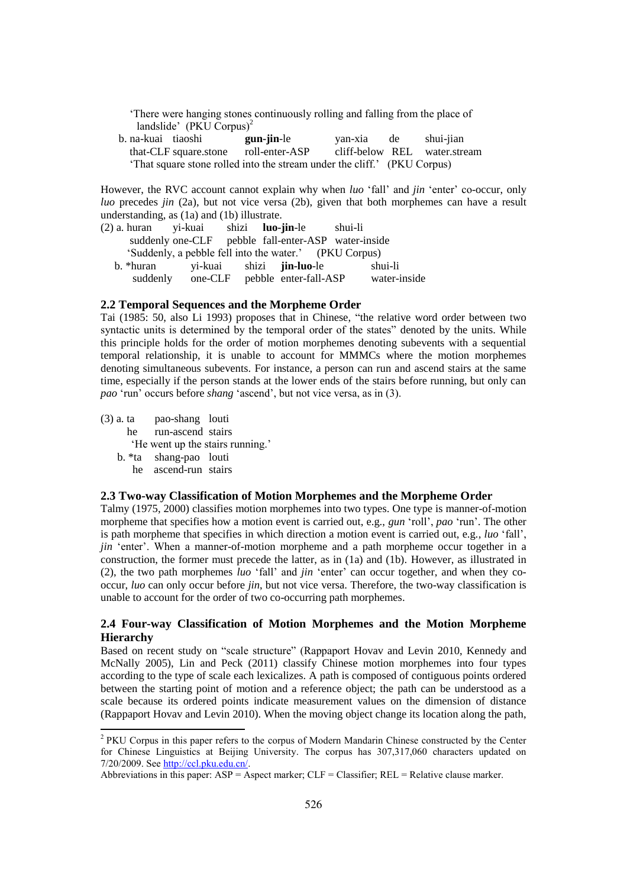'There were hanging stones continuously rolling and falling from the place of landslide' (PKU Corpus)[2]

b. na-kuai tiaoshi **gun**-**jin**-le yan-xia de shui-jian
   that-CLF square.stone roll-enter-ASP cliff-below REL water.stream
   'That square stone rolled into the stream under the cliff.' (PKU Corpus)

However, the RVC account cannot explain why when *luo* 'fall' and *jin* 'enter' co-occur, only *luo* precedes *jin* (2a), but not vice versa (2b), given that both morphemes can have a result understanding, as (1a) and (1b) illustrate.

(2) a. huran yi-kuai shizi **luo**-**jin**-le shui-li
   suddenly one-CLF pebble fall-enter-ASP water-inside
   'Suddenly, a pebble fell into the water.' (PKU Corpus)

b. *huran yi-kuai shizi **jin**-**luo**-le shui-li
   suddenly one-CLF pebble enter-fall-ASP water-inside

## 2.2 Temporal Sequences and the Morpheme Order

Tai (1985: 50, also Li 1993) proposes that in Chinese, "the relative word order between two syntactic units is determined by the temporal order of the states" denoted by the units. While this principle holds for the order of motion morphemes denoting subevents with a sequential temporal relationship, it is unable to account for MMMCs where the motion morphemes denoting simultaneous subevents. For instance, a person can run and ascend stairs at the same time, especially if the person stands at the lower ends of the stairs before running, but only can *pao* 'run' occurs before *shang* 'ascend', but not vice versa, as in (3).

(3) a. ta pao-shang louti
   he run-ascend stairs
   'He went up the stairs running.'

b. *ta shang-pao louti
   he ascend-run stairs

## 2.3 Two-way Classification of Motion Morphemes and the Morpheme Order

Talmy (1975, 2000) classifies motion morphemes into two types. One type is manner-of-motion morpheme that specifies how a motion event is carried out, e.g., *gun* 'roll', *pao* 'run'. The other is path morpheme that specifies in which direction a motion event is carried out, e.g., *luo* 'fall', *jin* 'enter'. When a manner-of-motion morpheme and a path morpheme occur together in a construction, the former must precede the latter, as in (1a) and (1b). However, as illustrated in (2), the two path morphemes *luo* 'fall' and *jin* 'enter' can occur together, and when they co-occur, *luo* can only occur before *jin*, but not vice versa. Therefore, the two-way classification is unable to account for the order of two co-occurring path morphemes.

## 2.4 Four-way Classification of Motion Morphemes and the Motion Morpheme Hierarchy

Based on recent study on "scale structure" (Rappaport Hovav and Levin 2010, Kennedy and McNally 2005), Lin and Peck (2011) classify Chinese motion morphemes into four types according to the type of scale each lexicalizes. A path is composed of contiguous points ordered between the starting point of motion and a reference object; the path can be understood as a scale because its ordered points indicate measurement values on the dimension of distance (Rappaport Hovav and Levin 2010). When the moving object change its location along the path,

---

[2] PKU Corpus in this paper refers to the corpus of Modern Mandarin Chinese constructed by the Center for Chinese Linguistics at Beijing University. The corpus has 307,317,060 characters updated on 7/20/2009. See http://ccl.pku.edu.cn/.

Abbreviations in this paper: ASP = Aspect marker; CLF = Classifier; REL = Relative clause marker.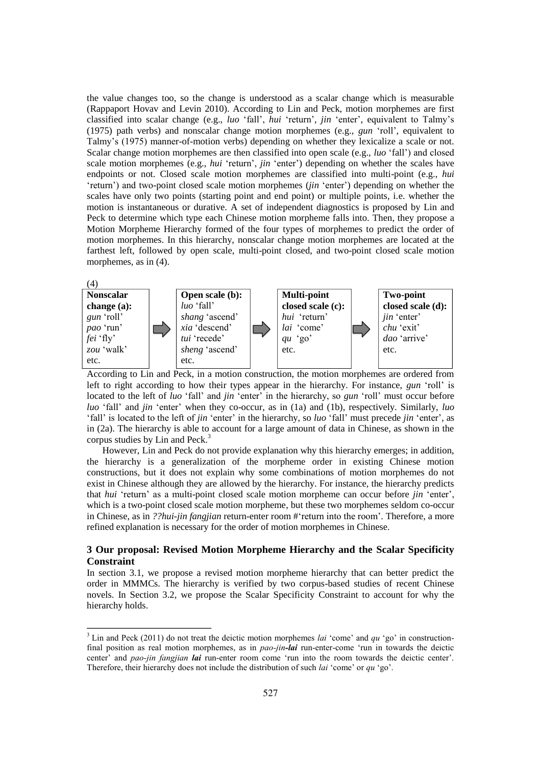the value changes too, so the change is understood as a scalar change which is measurable (Rappaport Hovav and Levin 2010). According to Lin and Peck, motion morphemes are first classified into scalar change (e.g., *luo* 'fall', *hui* 'return', *jin* 'enter', equivalent to Talmy's (1975) path verbs) and nonscalar change motion morphemes (e.g., *gun* 'roll', equivalent to Talmy's (1975) manner-of-motion verbs) depending on whether they lexicalize a scale or not. Scalar change motion morphemes are then classified into open scale (e.g., *luo* 'fall') and closed scale motion morphemes (e.g., *hui* 'return', *jin* 'enter') depending on whether the scales have endpoints or not. Closed scale motion morphemes are classified into multi-point (e.g., *hui* 'return') and two-point closed scale motion morphemes (*jin* 'enter') depending on whether the scales have only two points (starting point and end point) or multiple points, i.e. whether the motion is instantaneous or durative. A set of independent diagnostics is proposed by Lin and Peck to determine which type each Chinese motion morpheme falls into. Then, they propose a Motion Morpheme Hierarchy formed of the four types of morphemes to predict the order of motion morphemes. In this hierarchy, nonscalar change motion morphemes are located at the farthest left, followed by open scale, multi-point closed, and two-point closed scale motion morphemes, as in (4).

(4)

| **Nonscalar change (a):** | | **Open scale (b):** | | **Multi-point closed scale (c):** | | **Two-point closed scale (d):** |
|---|---|---|---|---|---|---|
| *gun* 'roll' | ⇨ | *luo* 'fall' | ⇨ | *hui* 'return' | ⇨ | *jin* 'enter' |
| *pao* 'run' | | *shang* 'ascend' | | *lai* 'come' | | *chu* 'exit' |
| *fei* 'fly' | | *xia* 'descend' | | *qu* 'go' | | *dao* 'arrive' |
| *zou* 'walk' | | *tui* 'recede' | | etc. | | etc. |
| etc. | | *sheng* 'ascend' | | | | |
| | | etc. | | | | |

According to Lin and Peck, in a motion construction, the motion morphemes are ordered from left to right according to how their types appear in the hierarchy. For instance, *gun* 'roll' is located to the left of *luo* 'fall' and *jin* 'enter' in the hierarchy, so *gun* 'roll' must occur before *luo* 'fall' and *jin* 'enter' when they co-occur, as in (1a) and (1b), respectively. Similarly, *luo* 'fall' is located to the left of *jin* 'enter' in the hierarchy, so *luo* 'fall' must precede *jin* 'enter', as in (2a). The hierarchy is able to account for a large amount of data in Chinese, as shown in the corpus studies by Lin and Peck.[3]

However, Lin and Peck do not provide explanation why this hierarchy emerges; in addition, the hierarchy is a generalization of the morpheme order in existing Chinese motion constructions, but it does not explain why some combinations of motion morphemes do not exist in Chinese although they are allowed by the hierarchy. For instance, the hierarchy predicts that *hui* 'return' as a multi-point closed scale motion morpheme can occur before *jin* 'enter', which is a two-point closed scale motion morpheme, but these two morphemes seldom co-occur in Chinese, as in *??hui-jin fangjian* return-enter room #'return into the room'. Therefore, a more refined explanation is necessary for the order of motion morphemes in Chinese.

## 3 Our proposal: Revised Motion Morpheme Hierarchy and the Scalar Specificity Constraint

In section 3.1, we propose a revised motion morpheme hierarchy that can better predict the order in MMMCs. The hierarchy is verified by two corpus-based studies of recent Chinese novels. In Section 3.2, we propose the Scalar Specificity Constraint to account for why the hierarchy holds.

---

[3] Lin and Peck (2011) do not treat the deictic motion morphemes *lai* 'come' and *qu* 'go' in construction-final position as real motion morphemes, as in *pao-jin-**lai*** run-enter-come 'run in towards the deictic center' and *pao-jin fangjian **lai*** run-enter room come 'run into the room towards the deictic center'. Therefore, their hierarchy does not include the distribution of such *lai* 'come' or *qu* 'go'.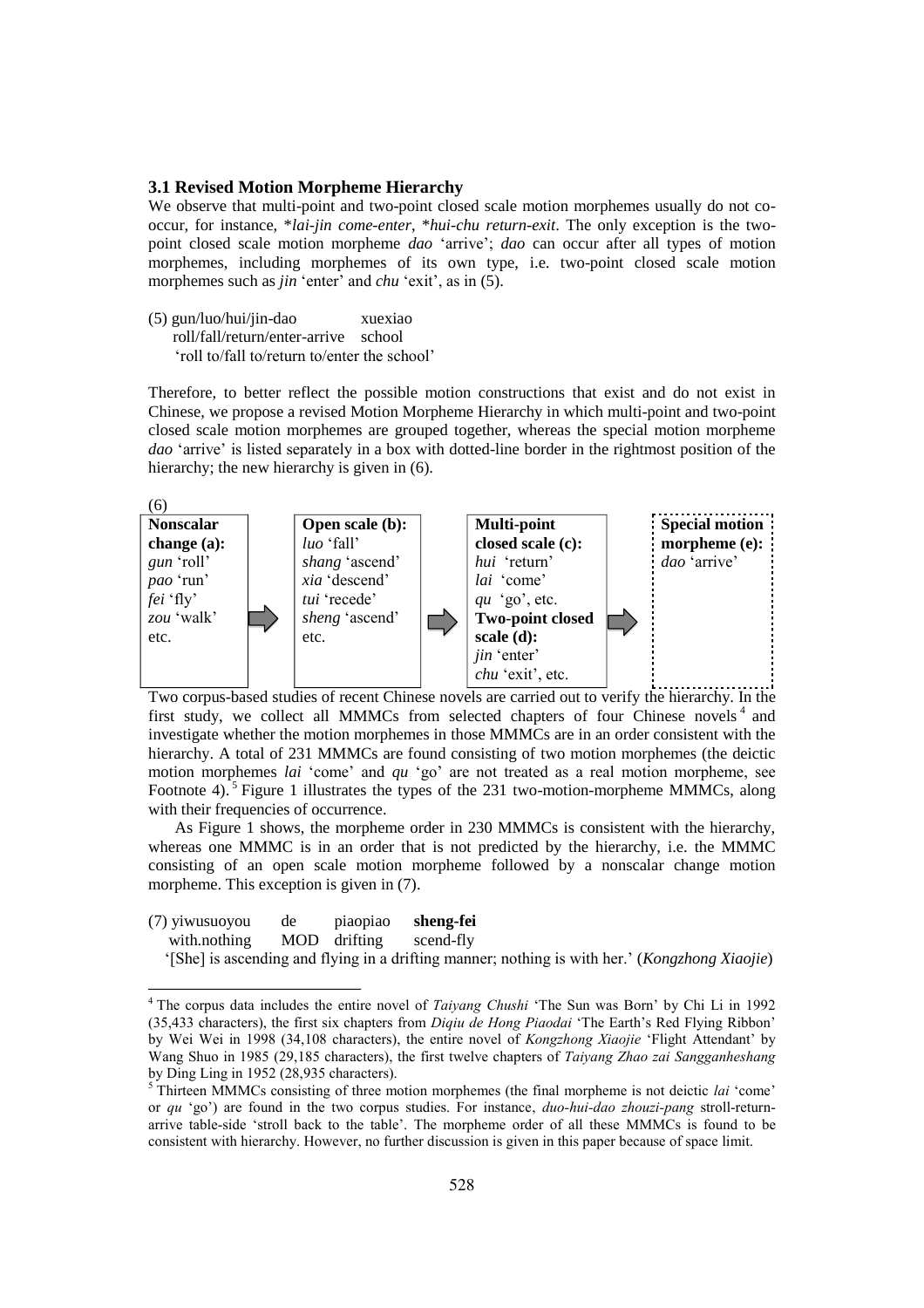### 3.1 Revised Motion Morpheme Hierarchy

We observe that multi-point and two-point closed scale motion morphemes usually do not co-occur, for instance, **lai-jin come-enter*, **hui-chu return-exit*. The only exception is the two-point closed scale motion morpheme *dao* 'arrive'; *dao* can occur after all types of motion morphemes, including morphemes of its own type, i.e. two-point closed scale motion morphemes such as *jin* 'enter' and *chu* 'exit', as in (5).

(5) gun/luo/hui/jin-dao xuexiao
roll/fall/return/enter-arrive school
'roll to/fall to/return to/enter the school'

Therefore, to better reflect the possible motion constructions that exist and do not exist in Chinese, we propose a revised Motion Morpheme Hierarchy in which multi-point and two-point closed scale motion morphemes are grouped together, whereas the special motion morpheme *dao* 'arrive' is listed separately in a box with dotted-line border in the rightmost position of the hierarchy; the new hierarchy is given in (6).

(6)

| **Nonscalar change (a):** | | **Open scale (b):** | | **Multi-point closed scale (c):** | | **Special motion morpheme (e):** |
|---|---|---|---|---|---|---|
| *gun* 'roll' *pao* 'run' *fei* 'fly' *zou* 'walk' etc. | → | *luo* 'fall' *shang* 'ascend' *xia* 'descend' *tui* 'recede' *sheng* 'ascend' etc. | → | *hui* 'return' *lai* 'come' *qu* 'go', etc. **Two-point closed scale (d):** *jin* 'enter' *chu* 'exit', etc. | → | *dao* 'arrive' |

Two corpus-based studies of recent Chinese novels are carried out to verify the hierarchy. In the first study, we collect all MMMCs from selected chapters of four Chinese novels [4] and investigate whether the motion morphemes in those MMMCs are in an order consistent with the hierarchy. A total of 231 MMMCs are found consisting of two motion morphemes (the deictic motion morphemes *lai* 'come' and *qu* 'go' are not treated as a real motion morpheme, see Footnote 4). [5] Figure 1 illustrates the types of the 231 two-motion-morpheme MMMCs, along with their frequencies of occurrence.

As Figure 1 shows, the morpheme order in 230 MMMCs is consistent with the hierarchy, whereas one MMMC is in an order that is not predicted by the hierarchy, i.e. the MMMC consisting of an open scale motion morpheme followed by a nonscalar change motion morpheme. This exception is given in (7).

(7) yiwusuoyou de piaopiao **sheng-fei**
with.nothing MOD drifting scend-fly
'[She] is ascending and flying in a drifting manner; nothing is with her.' (*Kongzhong Xiaojie*)

---

[4] The corpus data includes the entire novel of *Taiyang Chushi* 'The Sun was Born' by Chi Li in 1992 (35,433 characters), the first six chapters from *Diqiu de Hong Piaodai* 'The Earth's Red Flying Ribbon' by Wei Wei in 1998 (34,108 characters), the entire novel of *Kongzhong Xiaojie* 'Flight Attendant' by Wang Shuo in 1985 (29,185 characters), the first twelve chapters of *Taiyang Zhao zai Sangganheshang* by Ding Ling in 1952 (28,935 characters).

[5] Thirteen MMMCs consisting of three motion morphemes (the final morpheme is not deictic *lai* 'come' or *qu* 'go') are found in the two corpus studies. For instance, *duo-hui-dao zhouzi-pang* stroll-return-arrive table-side 'stroll back to the table'. The morpheme order of all these MMMCs is found to be consistent with hierarchy. However, no further discussion is given in this paper because of space limit.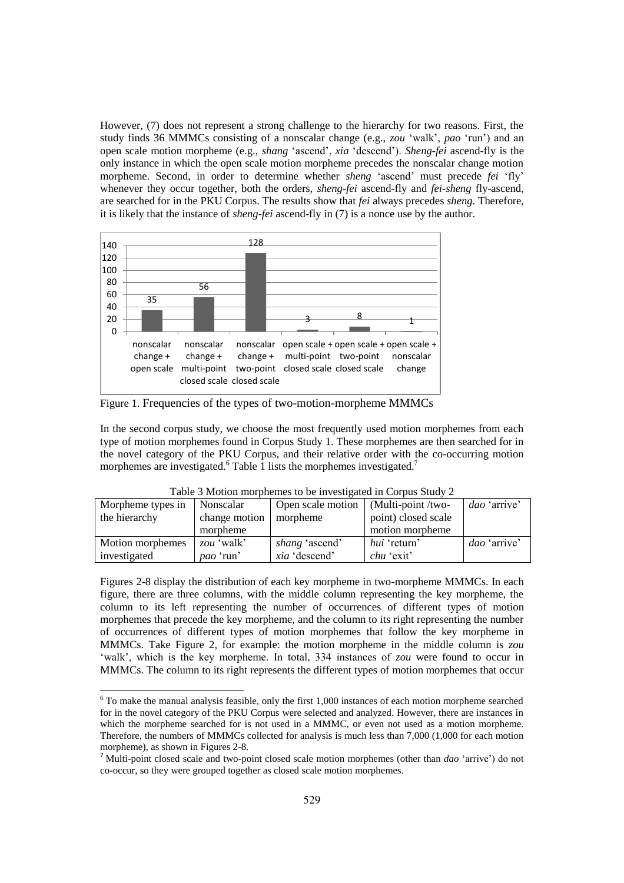However, (7) does not represent a strong challenge to the hierarchy for two reasons. First, the study finds 36 MMMCs consisting of a nonscalar change (e.g., *zou* 'walk', *pao* 'run') and an open scale motion morpheme (e.g., *shang* 'ascend', *xia* 'descend'). *Sheng-fei* ascend-fly is the only instance in which the open scale motion morpheme precedes the nonscalar change motion morpheme. Second, in order to determine whether *sheng* 'ascend' must precede *fei* 'fly' whenever they occur together, both the orders, *sheng-fei* ascend-fly and *fei-sheng* fly-ascend, are searched for in the PKU Corpus. The results show that *fei* always precedes *sheng*. Therefore, it is likely that the instance of *sheng-fei* ascend-fly in (7) is a nonce use by the author.

| Type | Frequency |
| --- | --- |
| nonscalar change + open scale | 35 |
| nonscalar change + multi-point closed scale | 56 |
| nonscalar change + two-point closed scale | 128 |
| open scale + multi-point closed scale | 3 |
| open scale + two-point closed scale | 8 |
| open scale + nonscalar change | 1 |

Figure 1. Frequencies of the types of two-motion-morpheme MMMCs

In the second corpus study, we choose the most frequently used motion morphemes from each type of motion morphemes found in Corpus Study 1. These morphemes are then searched for in the novel category of the PKU Corpus, and their relative order with the co-occurring motion morphemes are investigated.[6] Table 1 lists the morphemes investigated.[7]

Table 3 Motion morphemes to be investigated in Corpus Study 2

| Morpheme types in the hierarchy | Nonscalar change motion morpheme | Open scale motion morpheme | (Multi-point /two-point) closed scale motion morpheme | *dao* 'arrive' |
| --- | --- | --- | --- | --- |
| Motion morphemes investigated | *zou* 'walk'<br>*pao* 'run' | *shang* 'ascend'<br>*xia* 'descend' | *hui* 'return'<br>*chu* 'exit' | *dao* 'arrive' |

Figures 2-8 display the distribution of each key morpheme in two-morpheme MMMCs. In each figure, there are three columns, with the middle column representing the key morpheme, the column to its left representing the number of occurrences of different types of motion morphemes that precede the key morpheme, and the column to its right representing the number of occurrences of different types of motion morphemes that follow the key morpheme in MMMCs. Take Figure 2, for example: the motion morpheme in the middle column is *zou* 'walk', which is the key morpheme. In total, 334 instances of *zou* were found to occur in MMMCs. The column to its right represents the different types of motion morphemes that occur

---

[6] To make the manual analysis feasible, only the first 1,000 instances of each motion morpheme searched for in the novel category of the PKU Corpus were selected and analyzed. However, there are instances in which the morpheme searched for is not used in a MMMC, or even not used as a motion morpheme. Therefore, the numbers of MMMCs collected for analysis is much less than 7,000 (1,000 for each motion morpheme), as shown in Figures 2-8.

[7] Multi-point closed scale and two-point closed scale motion morphemes (other than *dao* 'arrive') do not co-occur, so they were grouped together as closed scale motion morphemes.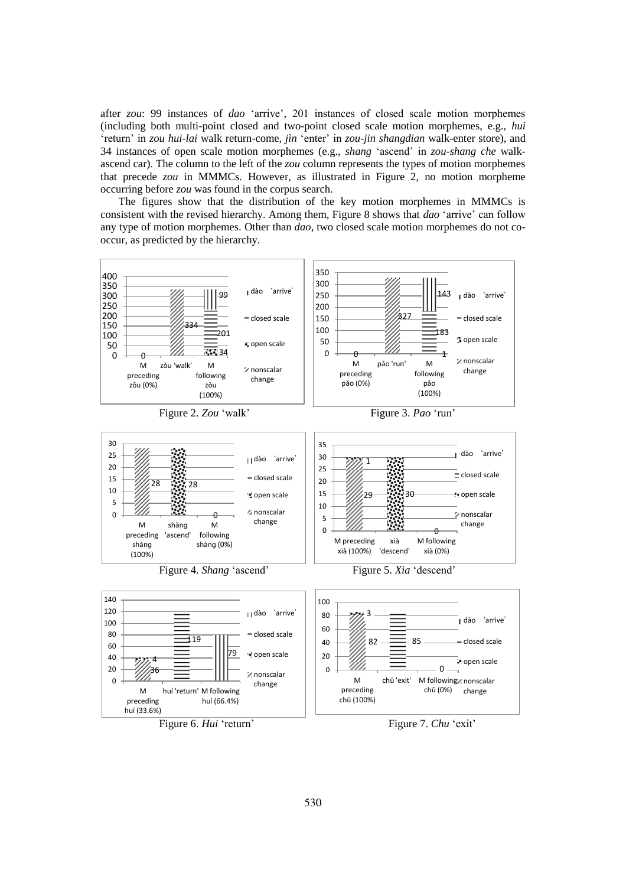after *zou*: 99 instances of *dao* 'arrive', 201 instances of closed scale motion morphemes (including both multi-point closed and two-point closed scale motion morphemes, e.g., *hui* 'return' in *zou hui-lai* walk return-come, *jìn* 'enter' in *zou-jin shangdian* walk-enter store), and 34 instances of open scale motion morphemes (e.g., *shang* 'ascend' in *zou-shang che* walk-ascend car). The column to the left of the *zou* column represents the types of motion morphemes that precede *zou* in MMMCs. However, as illustrated in Figure 2, no motion morpheme occurring before *zou* was found in the corpus search.

The figures show that the distribution of the key motion morphemes in MMMCs is consistent with the revised hierarchy. Among them, Figure 8 shows that *dao* 'arrive' can follow any type of motion morphemes. Other than *dao*, two closed scale motion morphemes do not co-occur, as predicted by the hierarchy.

Figure 2. *Zou* 'walk'

Figure 3. *Pao* 'run'

Figure 4. *Shang* 'ascend'

Figure 5. *Xia* 'descend'

Figure 6. *Hui* 'return'

Figure 7. *Chu* 'exit'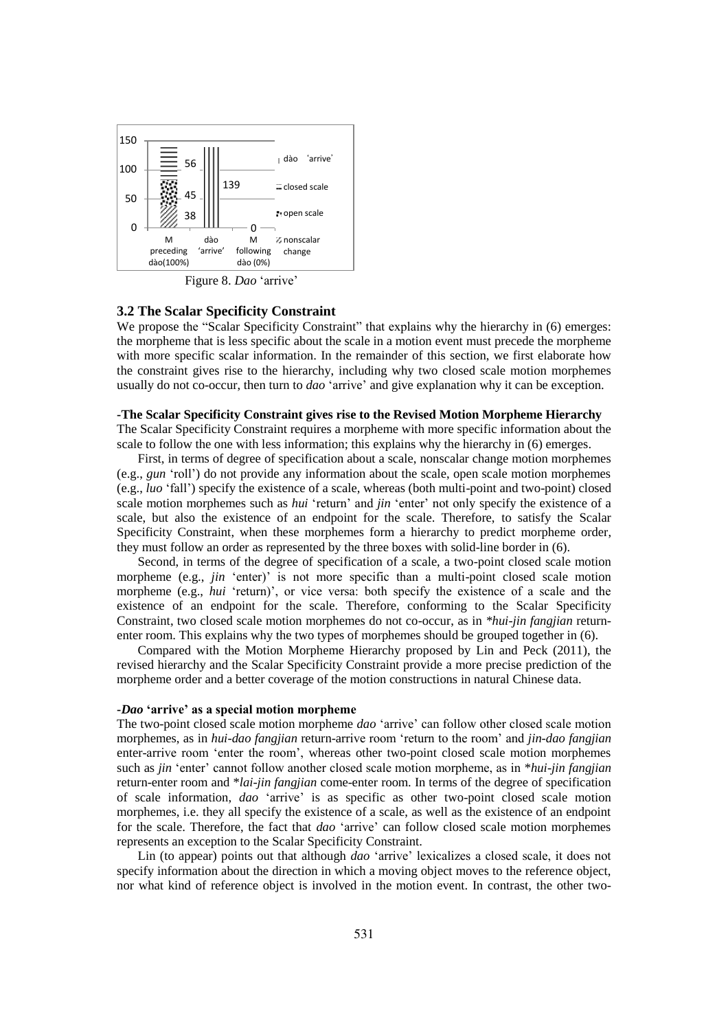Figure 8. *Dao* 'arrive'

### 3.2 The Scalar Specificity Constraint

We propose the "Scalar Specificity Constraint" that explains why the hierarchy in (6) emerges: the morpheme that is less specific about the scale in a motion event must precede the morpheme with more specific scalar information. In the remainder of this section, we first elaborate how the constraint gives rise to the hierarchy, including why two closed scale motion morphemes usually do not co-occur, then turn to *dao* 'arrive' and give explanation why it can be exception.

**-The Scalar Specificity Constraint gives rise to the Revised Motion Morpheme Hierarchy**

The Scalar Specificity Constraint requires a morpheme with more specific information about the scale to follow the one with less information; this explains why the hierarchy in (6) emerges.

First, in terms of degree of specification about a scale, nonscalar change motion morphemes (e.g., *gun* 'roll') do not provide any information about the scale, open scale motion morphemes (e.g., *luo* 'fall') specify the existence of a scale, whereas (both multi-point and two-point) closed scale motion morphemes such as *hui* 'return' and *jin* 'enter' not only specify the existence of a scale, but also the existence of an endpoint for the scale. Therefore, to satisfy the Scalar Specificity Constraint, when these morphemes form a hierarchy to predict morpheme order, they must follow an order as represented by the three boxes with solid-line border in (6).

Second, in terms of the degree of specification of a scale, a two-point closed scale motion morpheme (e.g., *jin* 'enter)' is not more specific than a multi-point closed scale motion morpheme (e.g., *hui* 'return)', or vice versa: both specify the existence of a scale and the existence of an endpoint for the scale. Therefore, conforming to the Scalar Specificity Constraint, two closed scale motion morphemes do not co-occur, as in *\*hui-jin fangjian* return-enter room. This explains why the two types of morphemes should be grouped together in (6).

Compared with the Motion Morpheme Hierarchy proposed by Lin and Peck (2011), the revised hierarchy and the Scalar Specificity Constraint provide a more precise prediction of the morpheme order and a better coverage of the motion constructions in natural Chinese data.

**-*Dao* 'arrive' as a special motion morpheme**

The two-point closed scale motion morpheme *dao* 'arrive' can follow other closed scale motion morphemes, as in *hui-dao fangjian* return-arrive room 'return to the room' and *jin-dao fangjian* enter-arrive room 'enter the room', whereas other two-point closed scale motion morphemes such as *jin* 'enter' cannot follow another closed scale motion morpheme, as in *\*hui-jin fangjian* return-enter room and *\*lai-jin fangjian* come-enter room. In terms of the degree of specification of scale information, *dao* 'arrive' is as specific as other two-point closed scale motion morphemes, i.e. they all specify the existence of a scale, as well as the existence of an endpoint for the scale. Therefore, the fact that *dao* 'arrive' can follow closed scale motion morphemes represents an exception to the Scalar Specificity Constraint.

Lin (to appear) points out that although *dao* 'arrive' lexicalizes a closed scale, it does not specify information about the direction in which a moving object moves to the reference object, nor what kind of reference object is involved in the motion event. In contrast, the other two-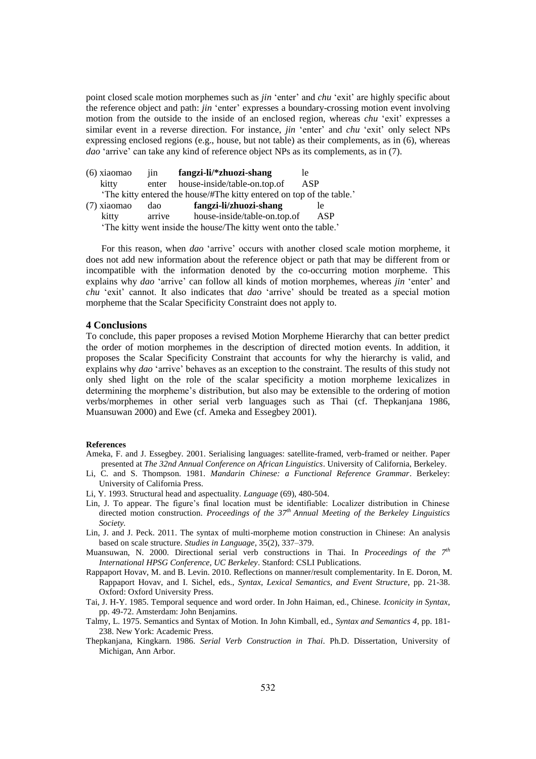point closed scale motion morphemes such as *jin* 'enter' and *chu* 'exit' are highly specific about the reference object and path: *jin* 'enter' expresses a boundary-crossing motion event involving motion from the outside to the inside of an enclosed region, whereas *chu* 'exit' expresses a similar event in a reverse direction. For instance, *jin* 'enter' and *chu* 'exit' only select NPs expressing enclosed regions (e.g., house, but not table) as their complements, as in (6), whereas *dao* 'arrive' can take any kind of reference object NPs as its complements, as in (7).

(6) xiaomao jin **fangzi-li/*zhuozi-shang** le
kitty enter house-inside/table-on.top.of ASP
'The kitty entered the house/#The kitty entered on top of the table.'

(7) xiaomao dao **fangzi-li/zhuozi-shang** le
kitty arrive house-inside/table-on.top.of ASP
'The kitty went inside the house/The kitty went onto the table.'

For this reason, when *dao* 'arrive' occurs with another closed scale motion morpheme, it does not add new information about the reference object or path that may be different from or incompatible with the information denoted by the co-occurring motion morpheme. This explains why *dao* 'arrive' can follow all kinds of motion morphemes, whereas *jin* 'enter' and *chu* 'exit' cannot. It also indicates that *dao* 'arrive' should be treated as a special motion morpheme that the Scalar Specificity Constraint does not apply to.

## 4 Conclusions

To conclude, this paper proposes a revised Motion Morpheme Hierarchy that can better predict the order of motion morphemes in the description of directed motion events. In addition, it proposes the Scalar Specificity Constraint that accounts for why the hierarchy is valid, and explains why *dao* 'arrive' behaves as an exception to the constraint. The results of this study not only shed light on the role of the scalar specificity a motion morpheme lexicalizes in determining the morpheme's distribution, but also may be extensible to the ordering of motion verbs/morphemes in other serial verb languages such as Thai (cf. Thepkanjana 1986, Muansuwan 2000) and Ewe (cf. Ameka and Essegbey 2001).

### References

Ameka, F. and J. Essegbey. 2001. Serialising languages: satellite-framed, verb-framed or neither. Paper presented at *The 32nd Annual Conference on African Linguistics*. University of California, Berkeley.

Li, C. and S. Thompson. 1981. *Mandarin Chinese: a Functional Reference Grammar*. Berkeley: University of California Press.

Li, Y. 1993. Structural head and aspectuality. *Language* (69), 480-504.

Lin, J. To appear. The figure's final location must be identifiable: Localizer distribution in Chinese directed motion construction. *Proceedings of the 37th Annual Meeting of the Berkeley Linguistics Society*.

Lin, J. and J. Peck. 2011. The syntax of multi-morpheme motion construction in Chinese: An analysis based on scale structure. *Studies in Language*, 35(2), 337–379.

Muansuwan, N. 2000. Directional serial verb constructions in Thai. In *Proceedings of the 7th International HPSG Conference, UC Berkeley*. Stanford: CSLI Publications.

Rappaport Hovav, M. and B. Levin. 2010. Reflections on manner/result complementarity. In E. Doron, M. Rappaport Hovav, and I. Sichel, eds., *Syntax, Lexical Semantics, and Event Structure*, pp. 21-38. Oxford: Oxford University Press.

Tai, J. H-Y. 1985. Temporal sequence and word order. In John Haiman, ed., Chinese. *Iconicity in Syntax*, pp. 49-72. Amsterdam: John Benjamins.

Talmy, L. 1975. Semantics and Syntax of Motion. In John Kimball, ed., *Syntax and Semantics 4*, pp. 181-238. New York: Academic Press.

Thepkanjana, Kingkarn. 1986. *Serial Verb Construction in Thai*. Ph.D. Dissertation, University of Michigan, Ann Arbor.